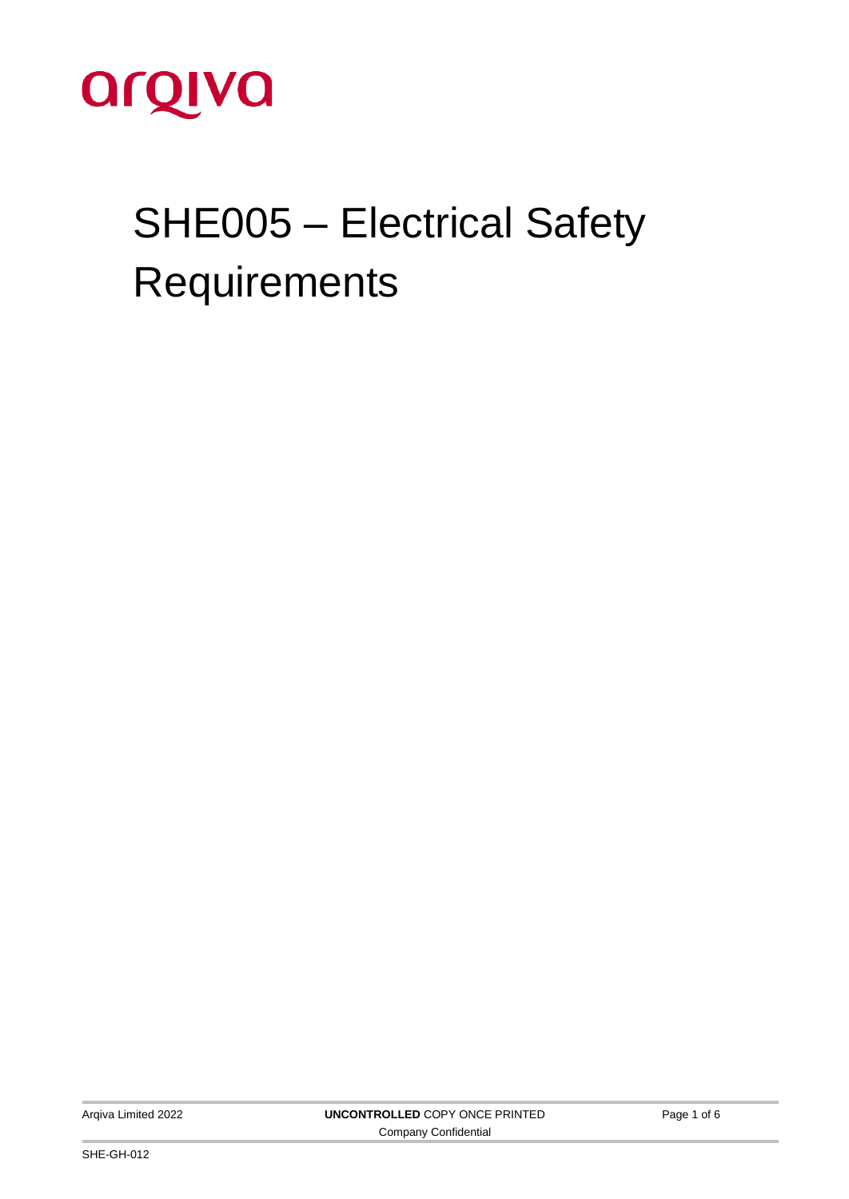arqiva

# SHE005 – Electrical Safety Requirements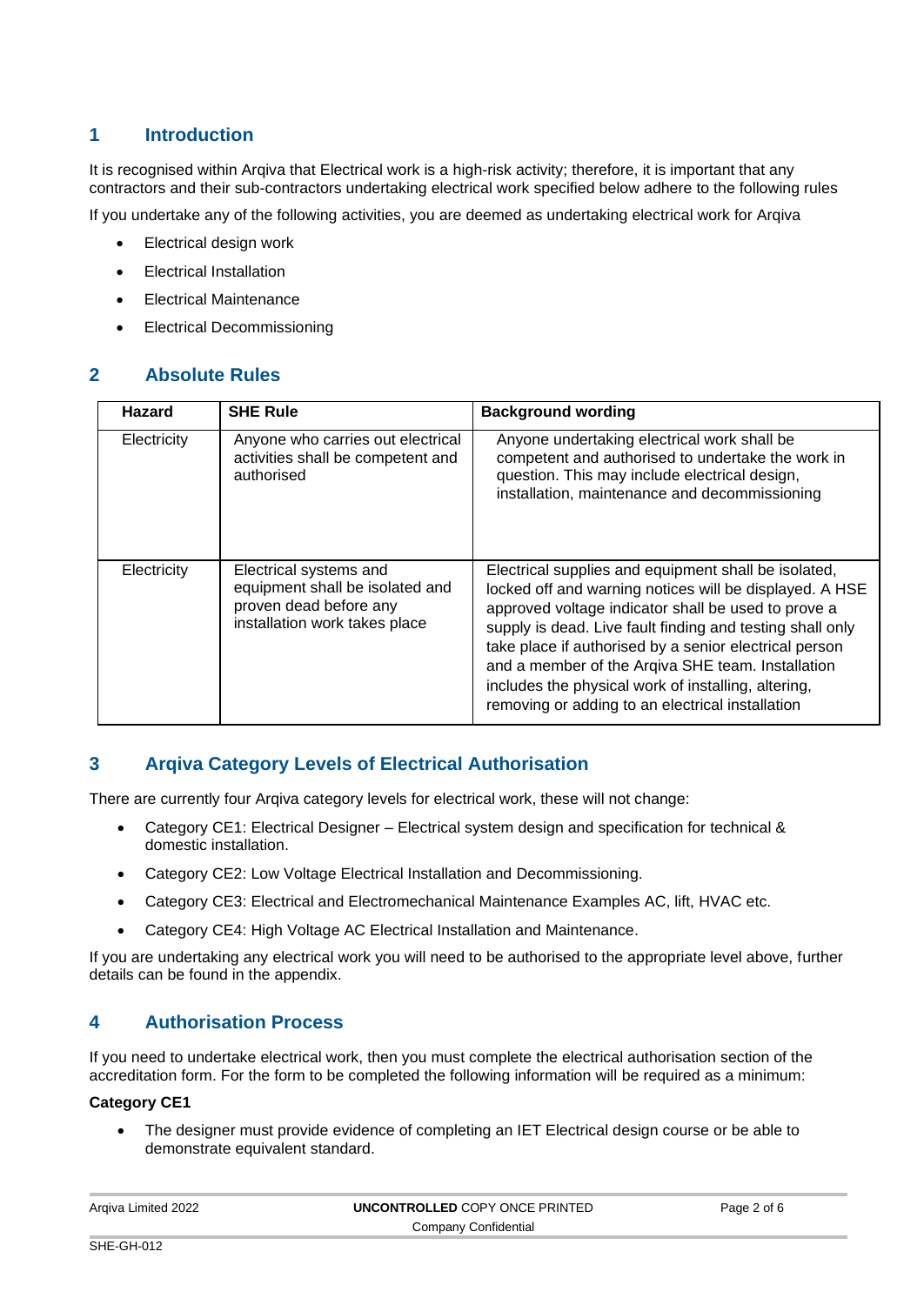## 1 Introduction

It is recognised within Arqiva that Electrical work is a high-risk activity; therefore, it is important that any contractors and their sub-contractors undertaking electrical work specified below adhere to the following rules

If you undertake any of the following activities, you are deemed as undertaking electrical work for Arqiva

- Electrical design work
- Electrical Installation
- Electrical Maintenance
- Electrical Decommissioning

## 2 Absolute Rules

| Hazard | SHE Rule | Background wording |
|---|---|---|
| Electricity | Anyone who carries out electrical activities shall be competent and authorised | Anyone undertaking electrical work shall be competent and authorised to undertake the work in question. This may include electrical design, installation, maintenance and decommissioning |
| Electricity | Electrical systems and equipment shall be isolated and proven dead before any installation work takes place | Electrical supplies and equipment shall be isolated, locked off and warning notices will be displayed. A HSE approved voltage indicator shall be used to prove a supply is dead. Live fault finding and testing shall only take place if authorised by a senior electrical person and a member of the Arqiva SHE team. Installation includes the physical work of installing, altering, removing or adding to an electrical installation |

## 3 Arqiva Category Levels of Electrical Authorisation

There are currently four Arqiva category levels for electrical work, these will not change:

- Category CE1: Electrical Designer – Electrical system design and specification for technical & domestic installation.
- Category CE2: Low Voltage Electrical Installation and Decommissioning.
- Category CE3: Electrical and Electromechanical Maintenance Examples AC, lift, HVAC etc.
- Category CE4: High Voltage AC Electrical Installation and Maintenance.

If you are undertaking any electrical work you will need to be authorised to the appropriate level above, further details can be found in the appendix.

## 4 Authorisation Process

If you need to undertake electrical work, then you must complete the electrical authorisation section of the accreditation form. For the form to be completed the following information will be required as a minimum:

**Category CE1**

- The designer must provide evidence of completing an IET Electrical design course or be able to demonstrate equivalent standard.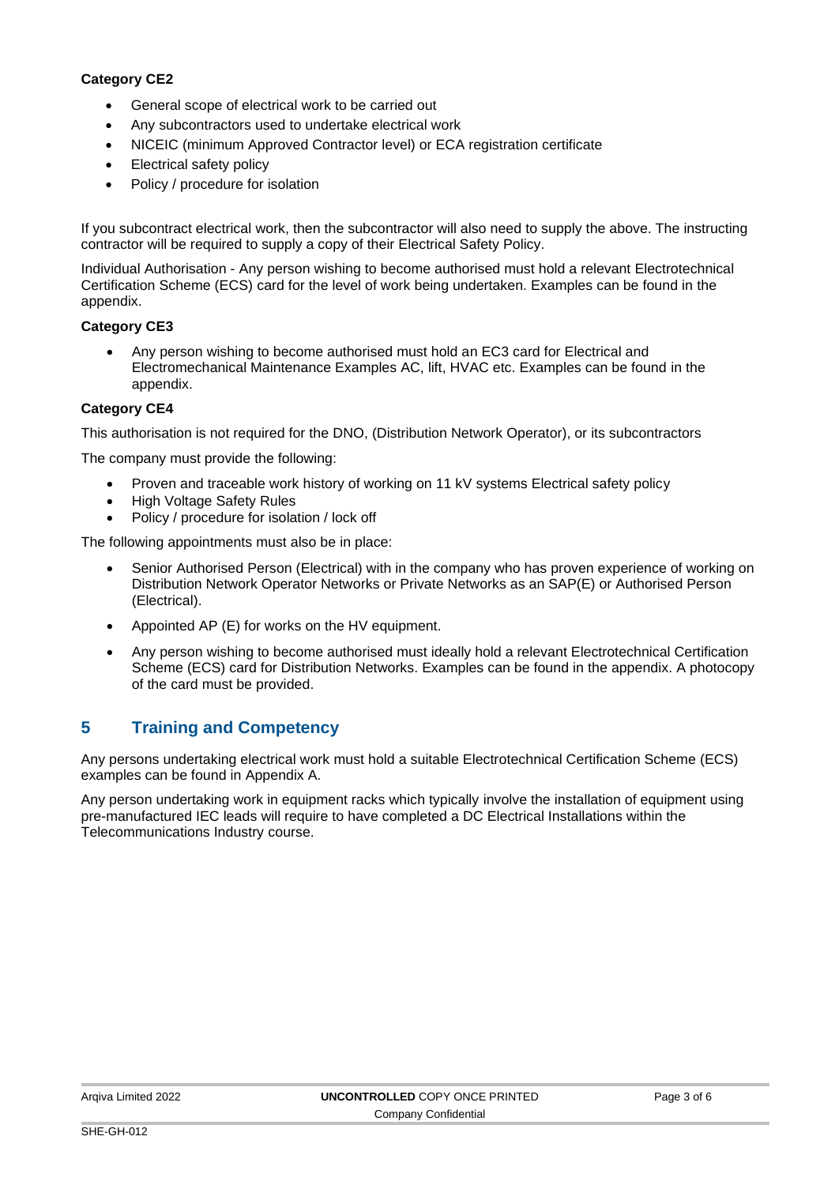**Category CE2**

- General scope of electrical work to be carried out
- Any subcontractors used to undertake electrical work
- NICEIC (minimum Approved Contractor level) or ECA registration certificate
- Electrical safety policy
- Policy / procedure for isolation

If you subcontract electrical work, then the subcontractor will also need to supply the above. The instructing contractor will be required to supply a copy of their Electrical Safety Policy.

Individual Authorisation - Any person wishing to become authorised must hold a relevant Electrotechnical Certification Scheme (ECS) card for the level of work being undertaken. Examples can be found in the appendix.

**Category CE3**

- Any person wishing to become authorised must hold an EC3 card for Electrical and Electromechanical Maintenance Examples AC, lift, HVAC etc. Examples can be found in the appendix.

**Category CE4**

This authorisation is not required for the DNO, (Distribution Network Operator), or its subcontractors

The company must provide the following:

- Proven and traceable work history of working on 11 kV systems Electrical safety policy
- High Voltage Safety Rules
- Policy / procedure for isolation / lock off

The following appointments must also be in place:

- Senior Authorised Person (Electrical) with in the company who has proven experience of working on Distribution Network Operator Networks or Private Networks as an SAP(E) or Authorised Person (Electrical).
- Appointed AP (E) for works on the HV equipment.
- Any person wishing to become authorised must ideally hold a relevant Electrotechnical Certification Scheme (ECS) card for Distribution Networks. Examples can be found in the appendix. A photocopy of the card must be provided.

## 5 Training and Competency

Any persons undertaking electrical work must hold a suitable Electrotechnical Certification Scheme (ECS) examples can be found in Appendix A.

Any person undertaking work in equipment racks which typically involve the installation of equipment using pre-manufactured IEC leads will require to have completed a DC Electrical Installations within the Telecommunications Industry course.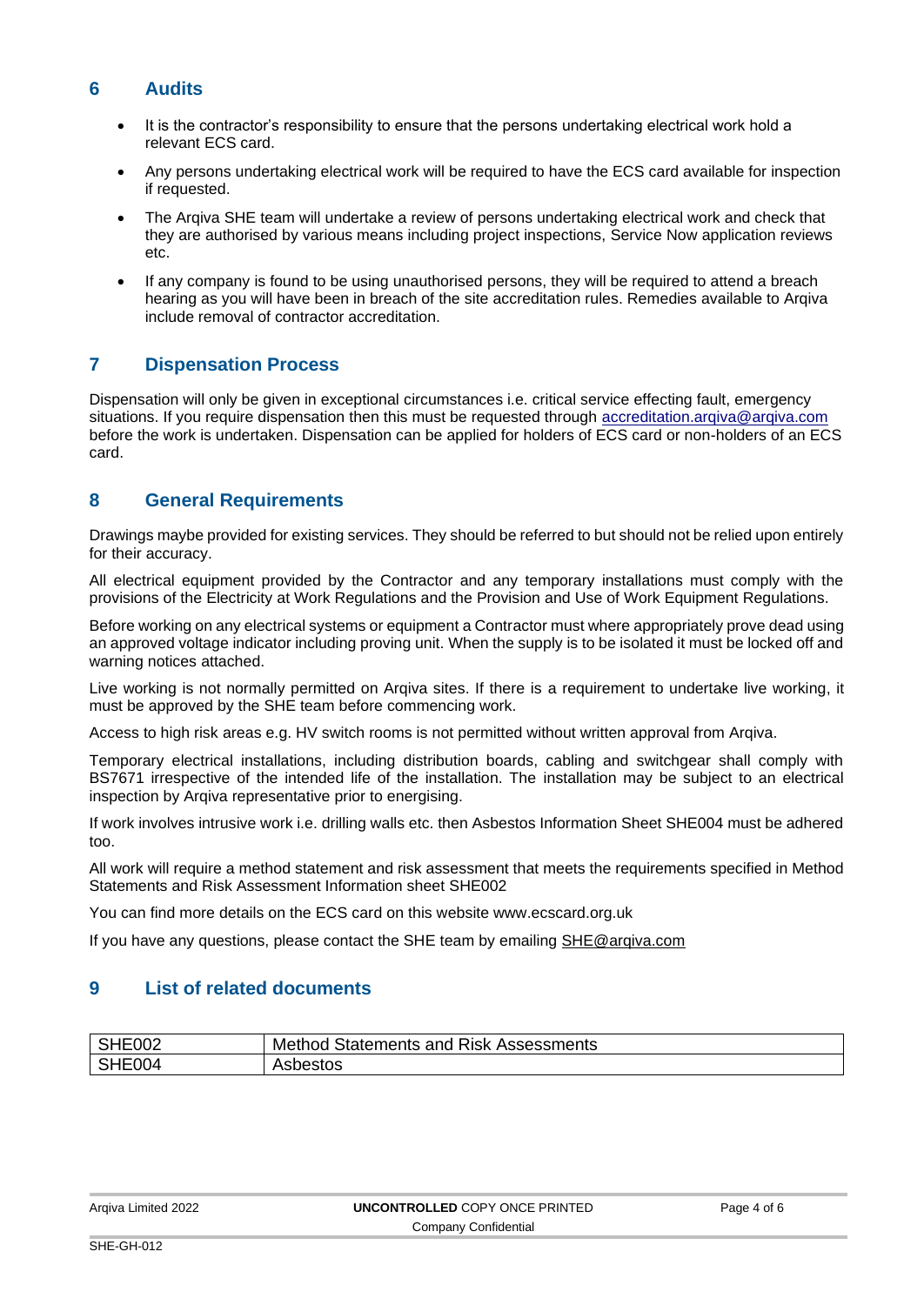## 6 Audits

- It is the contractor's responsibility to ensure that the persons undertaking electrical work hold a relevant ECS card.
- Any persons undertaking electrical work will be required to have the ECS card available for inspection if requested.
- The Arqiva SHE team will undertake a review of persons undertaking electrical work and check that they are authorised by various means including project inspections, Service Now application reviews etc.
- If any company is found to be using unauthorised persons, they will be required to attend a breach hearing as you will have been in breach of the site accreditation rules. Remedies available to Arqiva include removal of contractor accreditation.

## 7 Dispensation Process

Dispensation will only be given in exceptional circumstances i.e. critical service effecting fault, emergency situations. If you require dispensation then this must be requested through accreditation.arqiva@arqiva.com before the work is undertaken. Dispensation can be applied for holders of ECS card or non-holders of an ECS card.

## 8 General Requirements

Drawings maybe provided for existing services. They should be referred to but should not be relied upon entirely for their accuracy.

All electrical equipment provided by the Contractor and any temporary installations must comply with the provisions of the Electricity at Work Regulations and the Provision and Use of Work Equipment Regulations.

Before working on any electrical systems or equipment a Contractor must where appropriately prove dead using an approved voltage indicator including proving unit. When the supply is to be isolated it must be locked off and warning notices attached.

Live working is not normally permitted on Arqiva sites. If there is a requirement to undertake live working, it must be approved by the SHE team before commencing work.

Access to high risk areas e.g. HV switch rooms is not permitted without written approval from Arqiva.

Temporary electrical installations, including distribution boards, cabling and switchgear shall comply with BS7671 irrespective of the intended life of the installation. The installation may be subject to an electrical inspection by Arqiva representative prior to energising.

If work involves intrusive work i.e. drilling walls etc. then Asbestos Information Sheet SHE004 must be adhered too.

All work will require a method statement and risk assessment that meets the requirements specified in Method Statements and Risk Assessment Information sheet SHE002

You can find more details on the ECS card on this website www.ecscard.org.uk

If you have any questions, please contact the SHE team by emailing SHE@arqiva.com

## 9 List of related documents

| SHE002 | Method Statements and Risk Assessments |
|---|---|
| SHE004 | Asbestos |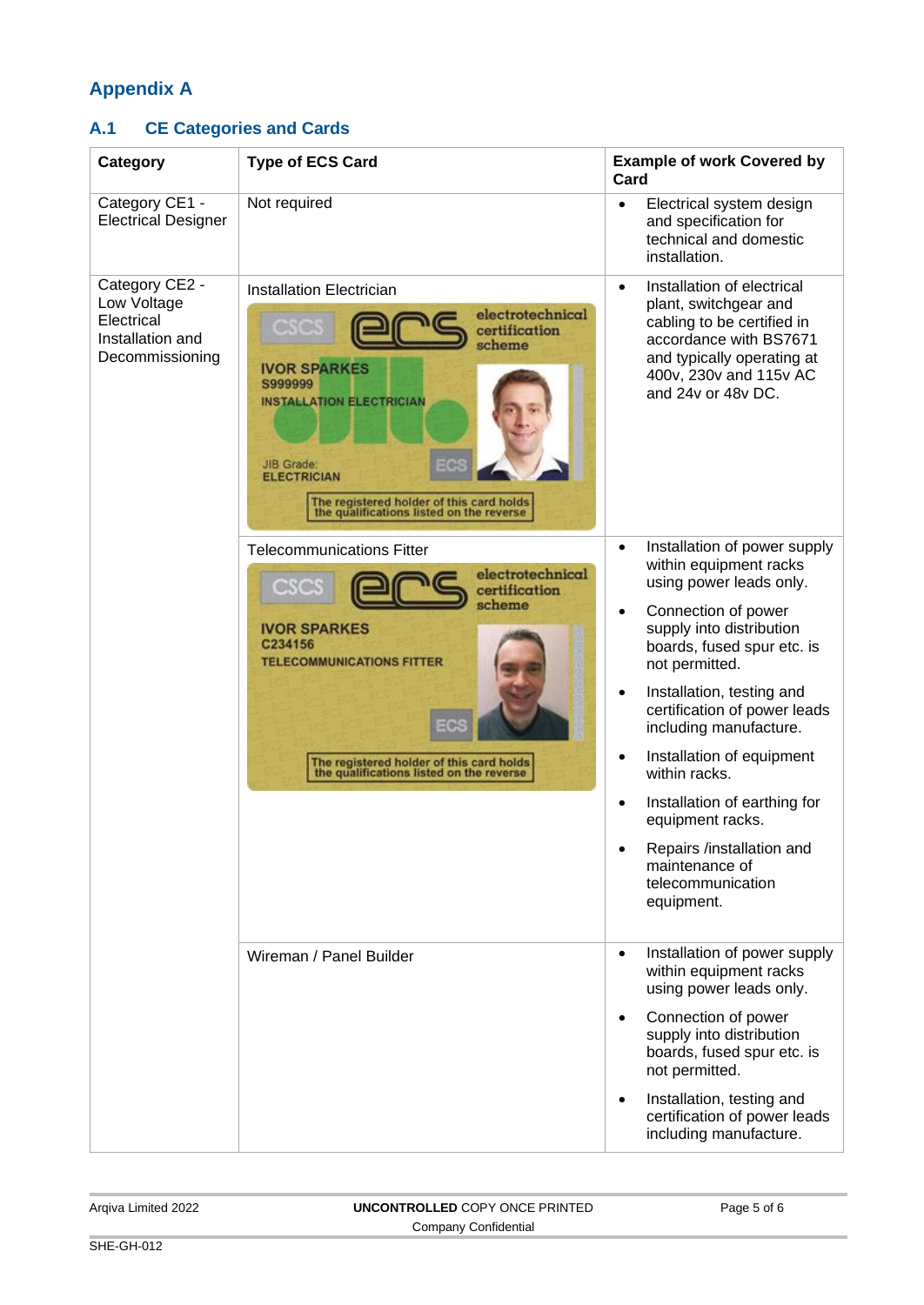# Appendix A

## A.1 CE Categories and Cards

| Category | Type of ECS Card | Example of work Covered by Card |
|---|---|---|
| Category CE1 - Electrical Designer | Not required | • Electrical system design and specification for technical and domestic installation. |
| Category CE2 - Low Voltage Electrical Installation and Decommissioning | Installation Electrician | • Installation of electrical plant, switchgear and cabling to be certified in accordance with BS7671 and typically operating at 400v, 230v and 115v AC and 24v or 48v DC. |
| | Telecommunications Fitter | • Installation of power supply within equipment racks using power leads only. <br> • Connection of power supply into distribution boards, fused spur etc. is not permitted. <br> • Installation, testing and certification of power leads including manufacture. <br> • Installation of equipment within racks. <br> • Installation of earthing for equipment racks. <br> • Repairs /installation and maintenance of telecommunication equipment. |
| | Wireman / Panel Builder | • Installation of power supply within equipment racks using power leads only. <br> • Connection of power supply into distribution boards, fused spur etc. is not permitted. <br> • Installation, testing and certification of power leads including manufacture. |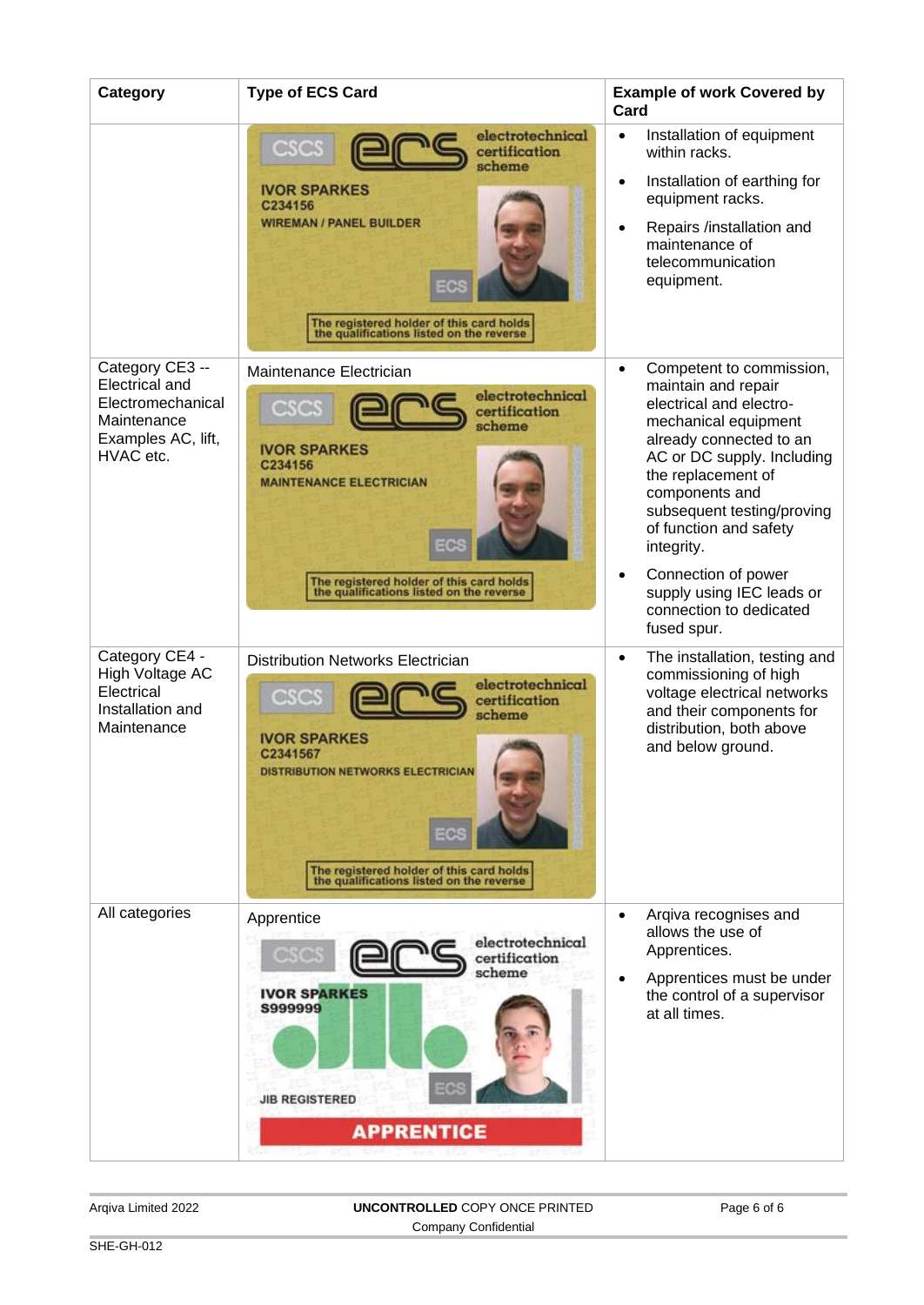| Category | Type of ECS Card | Example of work Covered by Card |
| --- | --- | --- |
| | CSCS ecs electrotechnical certification scheme IVOR SPARKES C234156 WIREMAN / PANEL BUILDER ECS The registered holder of this card holds the qualifications listed on the reverse | • Installation of equipment within racks.<br>• Installation of earthing for equipment racks.<br>• Repairs /installation and maintenance of telecommunication equipment. |
| Category CE3 -- Electrical and Electromechanical Maintenance Examples AC, lift, HVAC etc. | Maintenance Electrician<br>CSCS ecs electrotechnical certification scheme IVOR SPARKES C234156 MAINTENANCE ELECTRICIAN ECS The registered holder of this card holds the qualifications listed on the reverse | • Competent to commission, maintain and repair electrical and electro-mechanical equipment already connected to an AC or DC supply. Including the replacement of components and subsequent testing/proving of function and safety integrity.<br>• Connection of power supply using IEC leads or connection to dedicated fused spur. |
| Category CE4 - High Voltage AC Electrical Installation and Maintenance | Distribution Networks Electrician<br>CSCS ecs electrotechnical certification scheme IVOR SPARKES C2341567 DISTRIBUTION NETWORKS ELECTRICIAN ECS The registered holder of this card holds the qualifications listed on the reverse | • The installation, testing and commissioning of high voltage electrical networks and their components for distribution, both above and below ground. |
| All categories | Apprentice<br>CSCS ecs electrotechnical certification scheme IVOR SPARKES S999999 ECS JIB REGISTERED APPRENTICE | • Arqiva recognises and allows the use of Apprentices.<br>• Apprentices must be under the control of a supervisor at all times. |